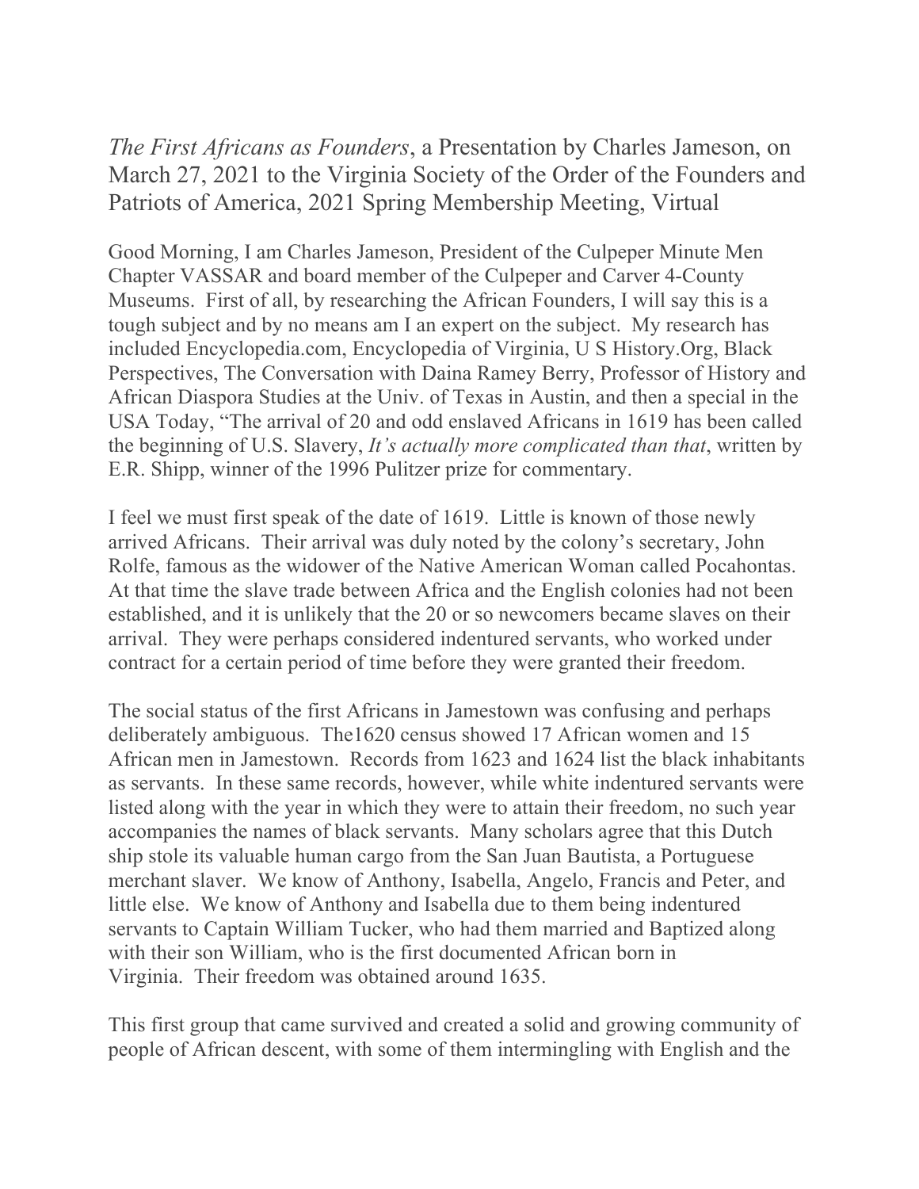*The First Africans as Founders*, a Presentation by Charles Jameson, on March 27, 2021 to the Virginia Society of the Order of the Founders and Patriots of America, 2021 Spring Membership Meeting, Virtual

Good Morning, I am Charles Jameson, President of the Culpeper Minute Men Chapter VASSAR and board member of the Culpeper and Carver 4-County Museums. First of all, by researching the African Founders, I will say this is a tough subject and by no means am I an expert on the subject. My research has included Encyclopedia.com, Encyclopedia of Virginia, U S History.Org, Black Perspectives, The Conversation with Daina Ramey Berry, Professor of History and African Diaspora Studies at the Univ. of Texas in Austin, and then a special in the USA Today, "The arrival of 20 and odd enslaved Africans in 1619 has been called the beginning of U.S. Slavery, *It's actually more complicated than that*, written by E.R. Shipp, winner of the 1996 Pulitzer prize for commentary.

I feel we must first speak of the date of 1619. Little is known of those newly arrived Africans. Their arrival was duly noted by the colony's secretary, John Rolfe, famous as the widower of the Native American Woman called Pocahontas. At that time the slave trade between Africa and the English colonies had not been established, and it is unlikely that the 20 or so newcomers became slaves on their arrival. They were perhaps considered indentured servants, who worked under contract for a certain period of time before they were granted their freedom.

The social status of the first Africans in Jamestown was confusing and perhaps deliberately ambiguous. The1620 census showed 17 African women and 15 African men in Jamestown. Records from 1623 and 1624 list the black inhabitants as servants. In these same records, however, while white indentured servants were listed along with the year in which they were to attain their freedom, no such year accompanies the names of black servants. Many scholars agree that this Dutch ship stole its valuable human cargo from the San Juan Bautista, a Portuguese merchant slaver. We know of Anthony, Isabella, Angelo, Francis and Peter, and little else. We know of Anthony and Isabella due to them being indentured servants to Captain William Tucker, who had them married and Baptized along with their son William, who is the first documented African born in Virginia. Their freedom was obtained around 1635.

This first group that came survived and created a solid and growing community of people of African descent, with some of them intermingling with English and the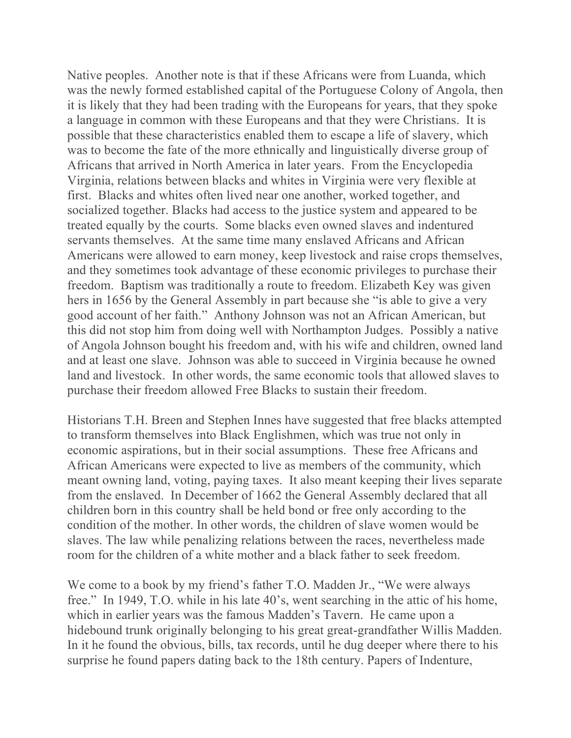Native peoples. Another note is that if these Africans were from Luanda, which was the newly formed established capital of the Portuguese Colony of Angola, then it is likely that they had been trading with the Europeans for years, that they spoke a language in common with these Europeans and that they were Christians. It is possible that these characteristics enabled them to escape a life of slavery, which was to become the fate of the more ethnically and linguistically diverse group of Africans that arrived in North America in later years. From the Encyclopedia Virginia, relations between blacks and whites in Virginia were very flexible at first. Blacks and whites often lived near one another, worked together, and socialized together. Blacks had access to the justice system and appeared to be treated equally by the courts. Some blacks even owned slaves and indentured servants themselves. At the same time many enslaved Africans and African Americans were allowed to earn money, keep livestock and raise crops themselves, and they sometimes took advantage of these economic privileges to purchase their freedom. Baptism was traditionally a route to freedom. Elizabeth Key was given hers in 1656 by the General Assembly in part because she "is able to give a very good account of her faith." Anthony Johnson was not an African American, but this did not stop him from doing well with Northampton Judges. Possibly a native of Angola Johnson bought his freedom and, with his wife and children, owned land and at least one slave. Johnson was able to succeed in Virginia because he owned land and livestock. In other words, the same economic tools that allowed slaves to purchase their freedom allowed Free Blacks to sustain their freedom.

Historians T.H. Breen and Stephen Innes have suggested that free blacks attempted to transform themselves into Black Englishmen, which was true not only in economic aspirations, but in their social assumptions. These free Africans and African Americans were expected to live as members of the community, which meant owning land, voting, paying taxes. It also meant keeping their lives separate from the enslaved. In December of 1662 the General Assembly declared that all children born in this country shall be held bond or free only according to the condition of the mother. In other words, the children of slave women would be slaves. The law while penalizing relations between the races, nevertheless made room for the children of a white mother and a black father to seek freedom.

We come to a book by my friend's father T.O. Madden Jr., "We were always free." In 1949, T.O. while in his late 40's, went searching in the attic of his home, which in earlier years was the famous Madden's Tavern. He came upon a hidebound trunk originally belonging to his great great-grandfather Willis Madden. In it he found the obvious, bills, tax records, until he dug deeper where there to his surprise he found papers dating back to the 18th century. Papers of Indenture,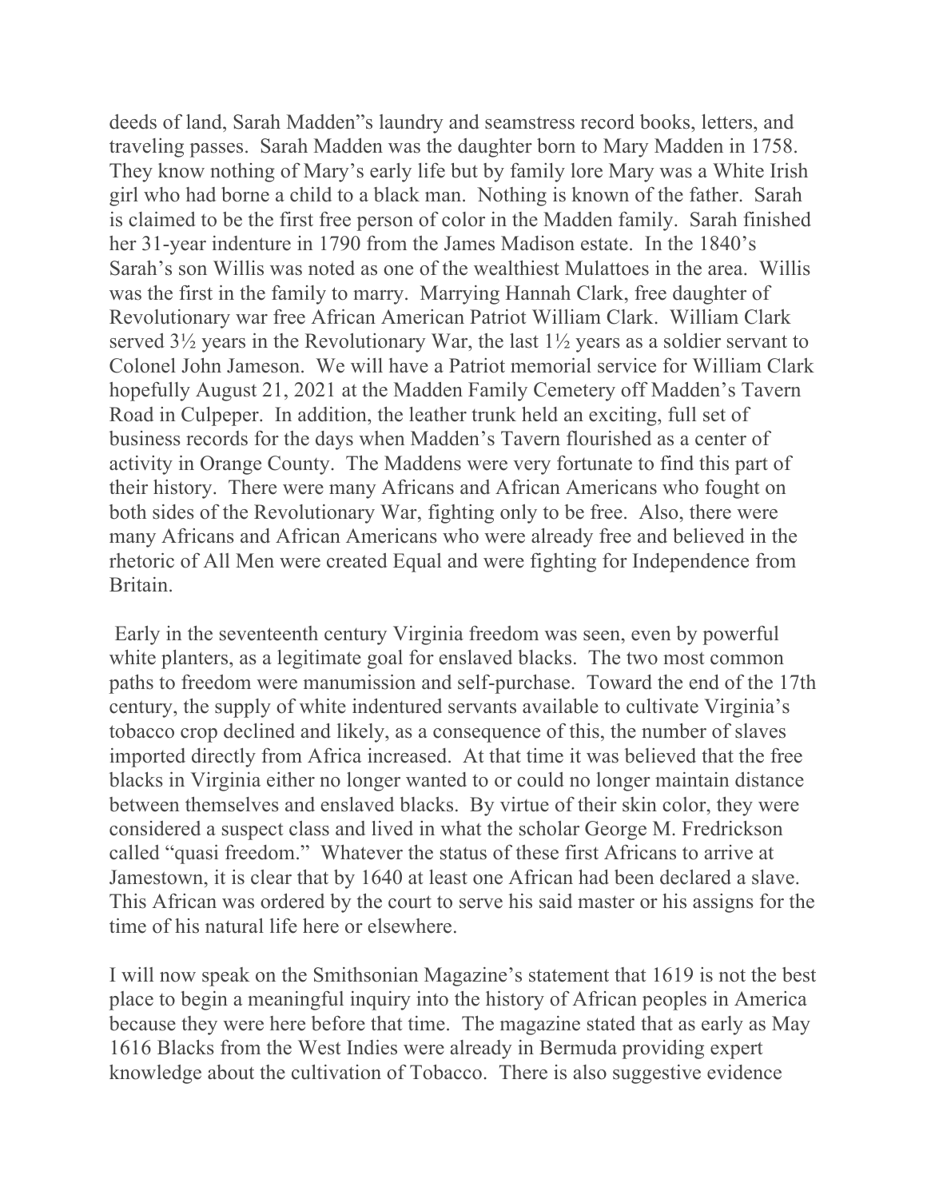deeds of land, Sarah Madden"s laundry and seamstress record books, letters, and traveling passes. Sarah Madden was the daughter born to Mary Madden in 1758. They know nothing of Mary's early life but by family lore Mary was a White Irish girl who had borne a child to a black man. Nothing is known of the father. Sarah is claimed to be the first free person of color in the Madden family. Sarah finished her 31-year indenture in 1790 from the James Madison estate. In the 1840's Sarah's son Willis was noted as one of the wealthiest Mulattoes in the area. Willis was the first in the family to marry. Marrying Hannah Clark, free daughter of Revolutionary war free African American Patriot William Clark. William Clark served 3½ years in the Revolutionary War, the last 1½ years as a soldier servant to Colonel John Jameson. We will have a Patriot memorial service for William Clark hopefully August 21, 2021 at the Madden Family Cemetery off Madden's Tavern Road in Culpeper. In addition, the leather trunk held an exciting, full set of business records for the days when Madden's Tavern flourished as a center of activity in Orange County. The Maddens were very fortunate to find this part of their history. There were many Africans and African Americans who fought on both sides of the Revolutionary War, fighting only to be free. Also, there were many Africans and African Americans who were already free and believed in the rhetoric of All Men were created Equal and were fighting for Independence from Britain.

Early in the seventeenth century Virginia freedom was seen, even by powerful white planters, as a legitimate goal for enslaved blacks. The two most common paths to freedom were manumission and self-purchase. Toward the end of the 17th century, the supply of white indentured servants available to cultivate Virginia's tobacco crop declined and likely, as a consequence of this, the number of slaves imported directly from Africa increased. At that time it was believed that the free blacks in Virginia either no longer wanted to or could no longer maintain distance between themselves and enslaved blacks. By virtue of their skin color, they were considered a suspect class and lived in what the scholar George M. Fredrickson called "quasi freedom." Whatever the status of these first Africans to arrive at Jamestown, it is clear that by 1640 at least one African had been declared a slave. This African was ordered by the court to serve his said master or his assigns for the time of his natural life here or elsewhere.

I will now speak on the Smithsonian Magazine's statement that 1619 is not the best place to begin a meaningful inquiry into the history of African peoples in America because they were here before that time. The magazine stated that as early as May 1616 Blacks from the West Indies were already in Bermuda providing expert knowledge about the cultivation of Tobacco. There is also suggestive evidence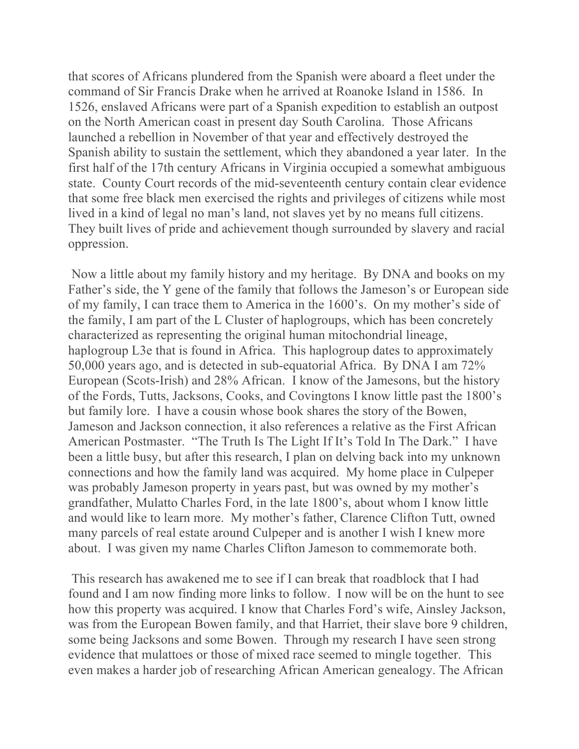that scores of Africans plundered from the Spanish were aboard a fleet under the command of Sir Francis Drake when he arrived at Roanoke Island in 1586. In 1526, enslaved Africans were part of a Spanish expedition to establish an outpost on the North American coast in present day South Carolina. Those Africans launched a rebellion in November of that year and effectively destroyed the Spanish ability to sustain the settlement, which they abandoned a year later. In the first half of the 17th century Africans in Virginia occupied a somewhat ambiguous state. County Court records of the mid-seventeenth century contain clear evidence that some free black men exercised the rights and privileges of citizens while most lived in a kind of legal no man's land, not slaves yet by no means full citizens. They built lives of pride and achievement though surrounded by slavery and racial oppression.

Now a little about my family history and my heritage. By DNA and books on my Father's side, the Y gene of the family that follows the Jameson's or European side of my family, I can trace them to America in the 1600's. On my mother's side of the family, I am part of the L Cluster of haplogroups, which has been concretely characterized as representing the original human mitochondrial lineage, haplogroup L3e that is found in Africa. This haplogroup dates to approximately 50,000 years ago, and is detected in sub-equatorial Africa. By DNA I am 72% European (Scots-Irish) and 28% African. I know of the Jamesons, but the history of the Fords, Tutts, Jacksons, Cooks, and Covingtons I know little past the 1800's but family lore. I have a cousin whose book shares the story of the Bowen, Jameson and Jackson connection, it also references a relative as the First African American Postmaster. "The Truth Is The Light If It's Told In The Dark." I have been a little busy, but after this research, I plan on delving back into my unknown connections and how the family land was acquired. My home place in Culpeper was probably Jameson property in years past, but was owned by my mother's grandfather, Mulatto Charles Ford, in the late 1800's, about whom I know little and would like to learn more. My mother's father, Clarence Clifton Tutt, owned many parcels of real estate around Culpeper and is another I wish I knew more about. I was given my name Charles Clifton Jameson to commemorate both.

This research has awakened me to see if I can break that roadblock that I had found and I am now finding more links to follow. I now will be on the hunt to see how this property was acquired. I know that Charles Ford's wife, Ainsley Jackson, was from the European Bowen family, and that Harriet, their slave bore 9 children, some being Jacksons and some Bowen. Through my research I have seen strong evidence that mulattoes or those of mixed race seemed to mingle together. This even makes a harder job of researching African American genealogy. The African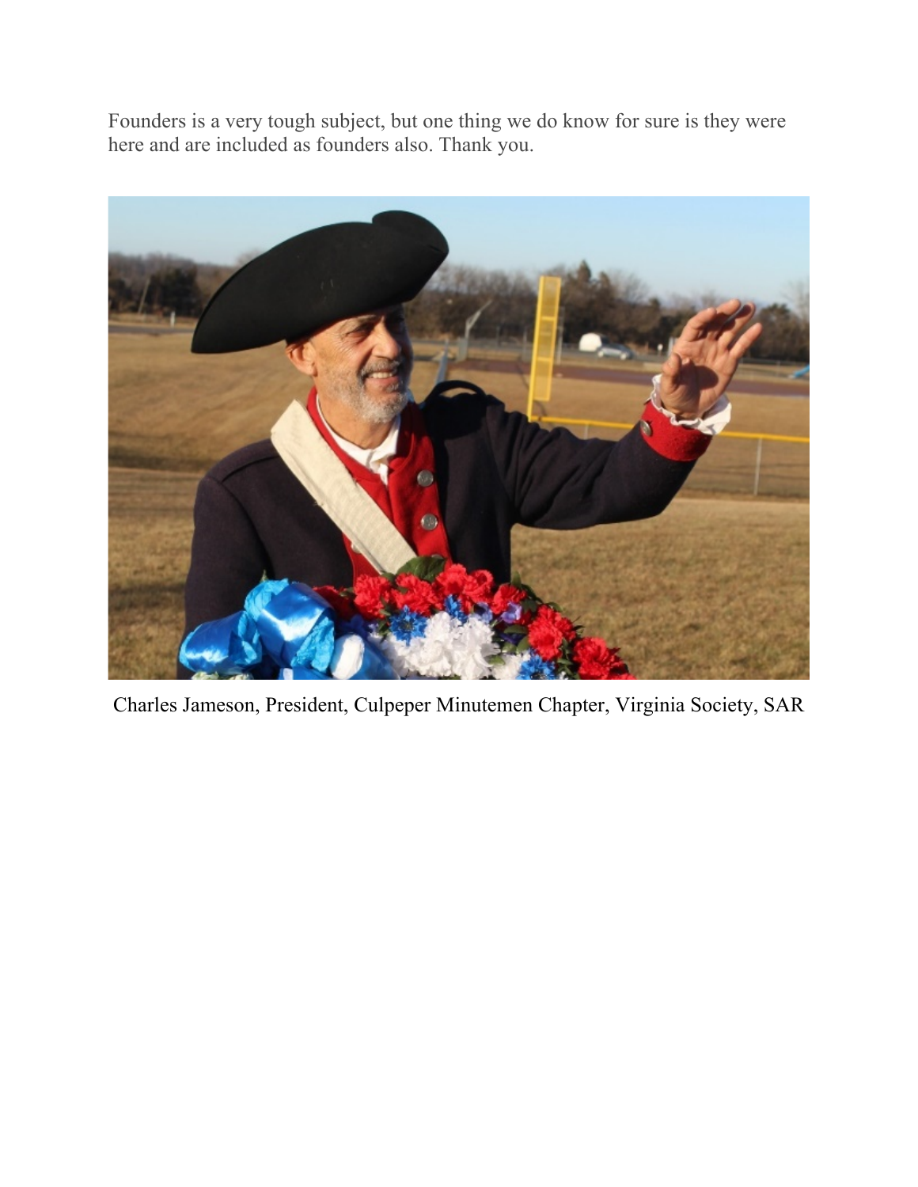Founders is a very tough subject, but one thing we do know for sure is they were here and are included as founders also. Thank you.

Charles Jameson, President, Culpeper Minutemen Chapter, Virginia Society, SAR